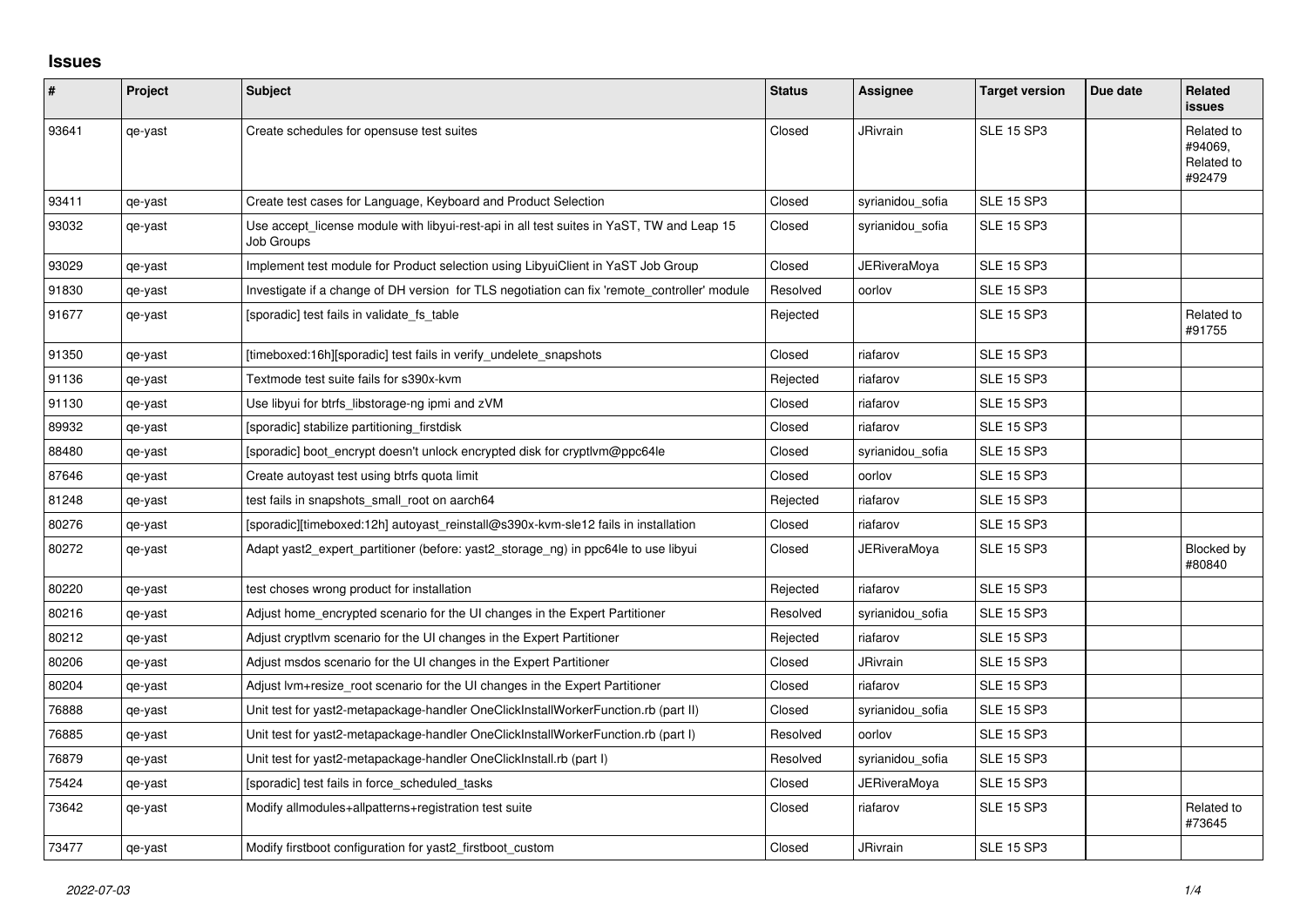## Issues

| # | Project | Subject | Status | Assignee | Target version | Due date | Related issues |
|---|---|---|---|---|---|---|---|
| 93641 | qe-yast | Create schedules for opensuse test suites | Closed | JRivrain | SLE 15 SP3 | | Related to #94069, Related to #92479 |
| 93411 | qe-yast | Create test cases for Language, Keyboard and Product Selection | Closed | syrianidou_sofia | SLE 15 SP3 | | |
| 93032 | qe-yast | Use accept_license module with libyui-rest-api in all test suites in YaST, TW and Leap 15 Job Groups | Closed | syrianidou_sofia | SLE 15 SP3 | | |
| 93029 | qe-yast | Implement test module for Product selection using LibyuiClient in YaST Job Group | Closed | JERiveraMoya | SLE 15 SP3 | | |
| 91830 | qe-yast | Investigate if a change of DH version for TLS negotiation can fix 'remote_controller' module | Resolved | oorlov | SLE 15 SP3 | | |
| 91677 | qe-yast | [sporadic] test fails in validate_fs_table | Rejected | | SLE 15 SP3 | | Related to #91755 |
| 91350 | qe-yast | [timeboxed:16h][sporadic] test fails in verify_undelete_snapshots | Closed | riafarov | SLE 15 SP3 | | |
| 91136 | qe-yast | Textmode test suite fails for s390x-kvm | Rejected | riafarov | SLE 15 SP3 | | |
| 91130 | qe-yast | Use libyui for btrfs_libstorage-ng ipmi and zVM | Closed | riafarov | SLE 15 SP3 | | |
| 89932 | qe-yast | [sporadic] stabilize partitioning_firstdisk | Closed | riafarov | SLE 15 SP3 | | |
| 88480 | qe-yast | [sporadic] boot_encrypt doesn't unlock encrypted disk for cryptlvm@ppc64le | Closed | syrianidou_sofia | SLE 15 SP3 | | |
| 87646 | qe-yast | Create autoyast test using btrfs quota limit | Closed | oorlov | SLE 15 SP3 | | |
| 81248 | qe-yast | test fails in snapshots_small_root on aarch64 | Rejected | riafarov | SLE 15 SP3 | | |
| 80276 | qe-yast | [sporadic][timeboxed:12h] autoyast_reinstall@s390x-kvm-sle12 fails in installation | Closed | riafarov | SLE 15 SP3 | | |
| 80272 | qe-yast | Adapt yast2_expert_partitioner (before: yast2_storage_ng) in ppc64le to use libyui | Closed | JERiveraMoya | SLE 15 SP3 | | Blocked by #80840 |
| 80220 | qe-yast | test choses wrong product for installation | Rejected | riafarov | SLE 15 SP3 | | |
| 80216 | qe-yast | Adjust home_encrypted scenario for the UI changes in the Expert Partitioner | Resolved | syrianidou_sofia | SLE 15 SP3 | | |
| 80212 | qe-yast | Adjust cryptlvm scenario for the UI changes in the Expert Partitioner | Rejected | riafarov | SLE 15 SP3 | | |
| 80206 | qe-yast | Adjust msdos scenario for the UI changes in the Expert Partitioner | Closed | JRivrain | SLE 15 SP3 | | |
| 80204 | qe-yast | Adjust lvm+resize_root scenario for the UI changes in the Expert Partitioner | Closed | riafarov | SLE 15 SP3 | | |
| 76888 | qe-yast | Unit test for yast2-metapackage-handler OneClickInstallWorkerFunction.rb (part II) | Closed | syrianidou_sofia | SLE 15 SP3 | | |
| 76885 | qe-yast | Unit test for yast2-metapackage-handler OneClickInstallWorkerFunction.rb (part I) | Resolved | oorlov | SLE 15 SP3 | | |
| 76879 | qe-yast | Unit test for yast2-metapackage-handler OneClickInstall.rb (part I) | Resolved | syrianidou_sofia | SLE 15 SP3 | | |
| 75424 | qe-yast | [sporadic] test fails in force_scheduled_tasks | Closed | JERiveraMoya | SLE 15 SP3 | | |
| 73642 | qe-yast | Modify allmodules+allpatterns+registration test suite | Closed | riafarov | SLE 15 SP3 | | Related to #73645 |
| 73477 | qe-yast | Modify firstboot configuration for yast2_firstboot_custom | Closed | JRivrain | SLE 15 SP3 | | |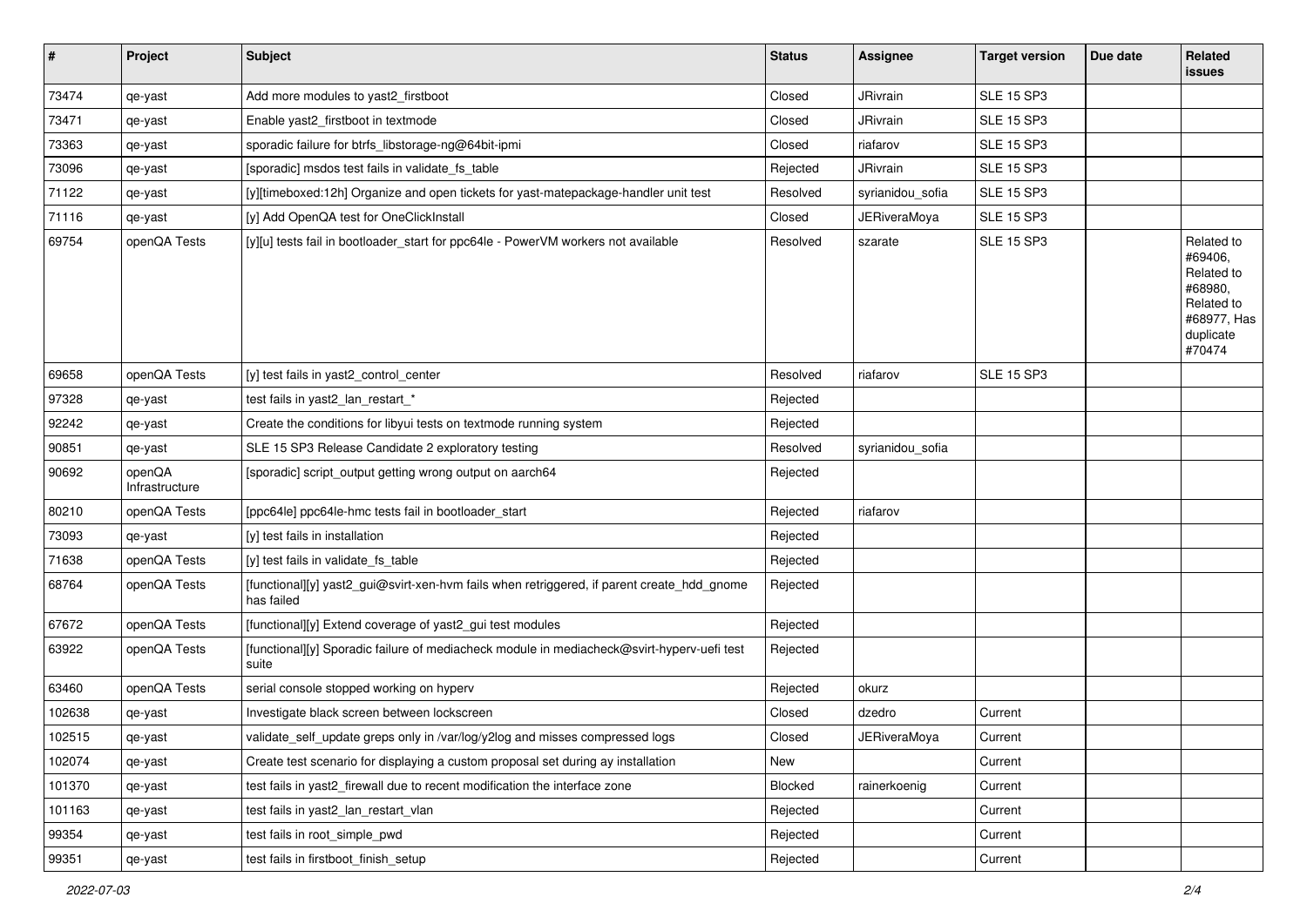| # | Project | Subject | Status | Assignee | Target version | Due date | Related issues |
|---|---|---|---|---|---|---|---|
| 73474 | qe-yast | Add more modules to yast2_firstboot | Closed | JRivrain | SLE 15 SP3 | | |
| 73471 | qe-yast | Enable yast2_firstboot in textmode | Closed | JRivrain | SLE 15 SP3 | | |
| 73363 | qe-yast | sporadic failure for btrfs_libstorage-ng@64bit-ipmi | Closed | riafarov | SLE 15 SP3 | | |
| 73096 | qe-yast | [sporadic] msdos test fails in validate_fs_table | Rejected | JRivrain | SLE 15 SP3 | | |
| 71122 | qe-yast | [y][timeboxed:12h] Organize and open tickets for yast-matepackage-handler unit test | Resolved | syrianidou_sofia | SLE 15 SP3 | | |
| 71116 | qe-yast | [y] Add OpenQA test for OneClickInstall | Closed | JERiveraMoya | SLE 15 SP3 | | |
| 69754 | openQA Tests | [y][u] tests fail in bootloader_start for ppc64le - PowerVM workers not available | Resolved | szarate | SLE 15 SP3 | | Related to #69406, Related to #68980, Related to #68977, Has duplicate #70474 |
| 69658 | openQA Tests | [y] test fails in yast2_control_center | Resolved | riafarov | SLE 15 SP3 | | |
| 97328 | qe-yast | test fails in yast2_lan_restart_* | Rejected | | | | |
| 92242 | qe-yast | Create the conditions for libyui tests on textmode running system | Rejected | | | | |
| 90851 | qe-yast | SLE 15 SP3 Release Candidate 2 exploratory testing | Resolved | syrianidou_sofia | | | |
| 90692 | openQA Infrastructure | [sporadic] script_output getting wrong output on aarch64 | Rejected | | | | |
| 80210 | openQA Tests | [ppc64le] ppc64le-hmc tests fail in bootloader_start | Rejected | riafarov | | | |
| 73093 | qe-yast | [y] test fails in installation | Rejected | | | | |
| 71638 | openQA Tests | [y] test fails in validate_fs_table | Rejected | | | | |
| 68764 | openQA Tests | [functional][y] yast2_gui@svirt-xen-hvm fails when retriggered, if parent create_hdd_gnome has failed | Rejected | | | | |
| 67672 | openQA Tests | [functional][y] Extend coverage of yast2_gui test modules | Rejected | | | | |
| 63922 | openQA Tests | [functional][y] Sporadic failure of mediacheck module in mediacheck@svirt-hyperv-uefi test suite | Rejected | | | | |
| 63460 | openQA Tests | serial console stopped working on hyperv | Rejected | okurz | | | |
| 102638 | qe-yast | Investigate black screen between lockscreen | Closed | dzedro | Current | | |
| 102515 | qe-yast | validate_self_update greps only in /var/log/y2log and misses compressed logs | Closed | JERiveraMoya | Current | | |
| 102074 | qe-yast | Create test scenario for displaying a custom proposal set during ay installation | New | | Current | | |
| 101370 | qe-yast | test fails in yast2_firewall due to recent modification the interface zone | Blocked | rainerkoenig | Current | | |
| 101163 | qe-yast | test fails in yast2_lan_restart_vlan | Rejected | | Current | | |
| 99354 | qe-yast | test fails in root_simple_pwd | Rejected | | Current | | |
| 99351 | qe-yast | test fails in firstboot_finish_setup | Rejected | | Current | | |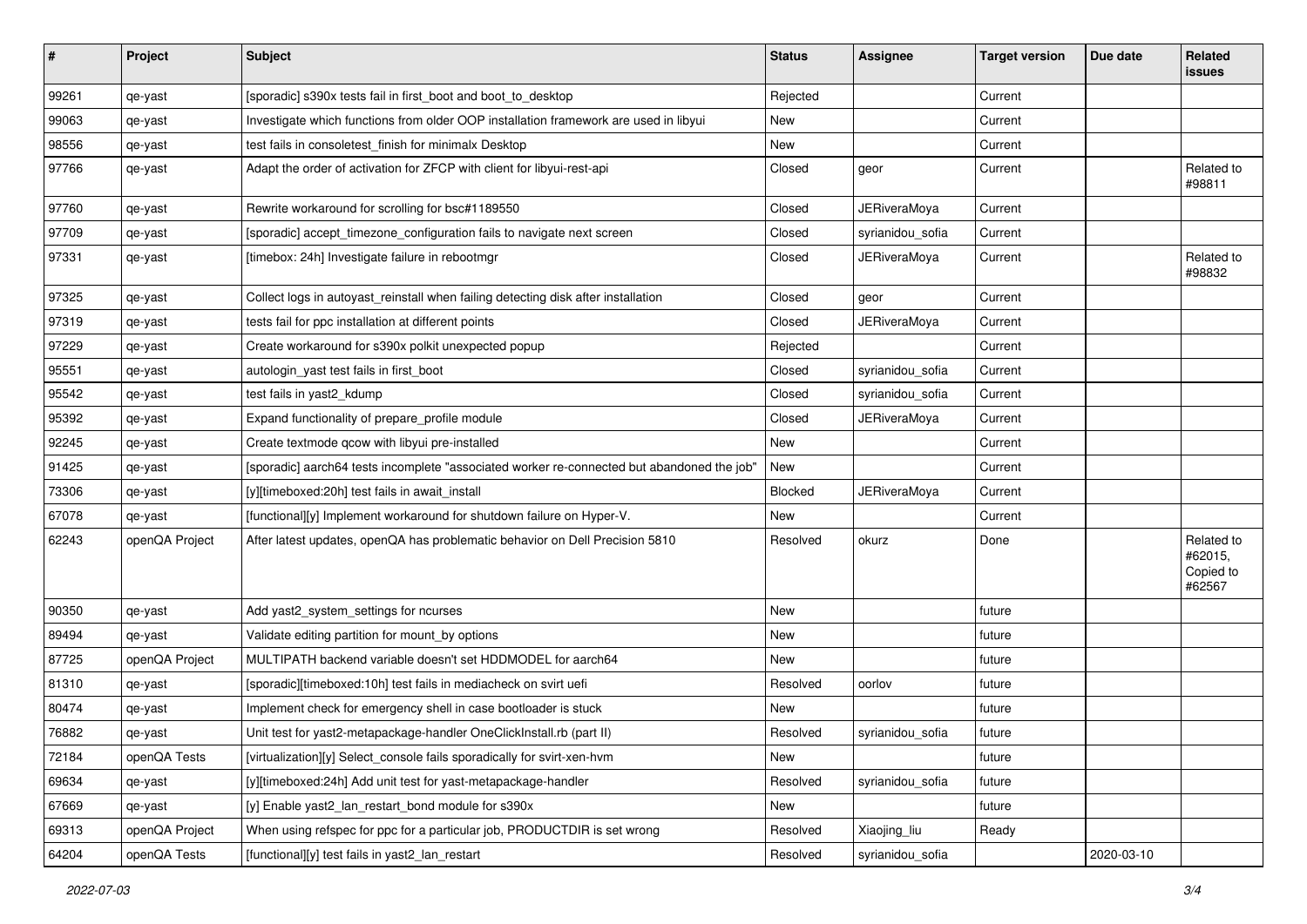| # | Project | Subject | Status | Assignee | Target version | Due date | Related issues |
|---|---|---|---|---|---|---|---|
| 99261 | qe-yast | [sporadic] s390x tests fail in first_boot and boot_to_desktop | Rejected | | Current | | |
| 99063 | qe-yast | Investigate which functions from older OOP installation framework are used in libyui | New | | Current | | |
| 98556 | qe-yast | test fails in consoletest_finish for minimalx Desktop | New | | Current | | |
| 97766 | qe-yast | Adapt the order of activation for ZFCP with client for libyui-rest-api | Closed | geor | Current | | Related to #98811 |
| 97760 | qe-yast | Rewrite workaround for scrolling for bsc#1189550 | Closed | JERiveraMoya | Current | | |
| 97709 | qe-yast | [sporadic] accept_timezone_configuration fails to navigate next screen | Closed | syrianidou_sofia | Current | | |
| 97331 | qe-yast | [timebox: 24h] Investigate failure in rebootmgr | Closed | JERiveraMoya | Current | | Related to #98832 |
| 97325 | qe-yast | Collect logs in autoyast_reinstall when failing detecting disk after installation | Closed | geor | Current | | |
| 97319 | qe-yast | tests fail for ppc installation at different points | Closed | JERiveraMoya | Current | | |
| 97229 | qe-yast | Create workaround for s390x polkit unexpected popup | Rejected | | Current | | |
| 95551 | qe-yast | autologin_yast test fails in first_boot | Closed | syrianidou_sofia | Current | | |
| 95542 | qe-yast | test fails in yast2_kdump | Closed | syrianidou_sofia | Current | | |
| 95392 | qe-yast | Expand functionality of prepare_profile module | Closed | JERiveraMoya | Current | | |
| 92245 | qe-yast | Create textmode qcow with libyui pre-installed | New | | Current | | |
| 91425 | qe-yast | [sporadic] aarch64 tests incomplete "associated worker re-connected but abandoned the job" | New | | Current | | |
| 73306 | qe-yast | [y][timeboxed:20h] test fails in await_install | Blocked | JERiveraMoya | Current | | |
| 67078 | qe-yast | [functional][y] Implement workaround for shutdown failure on Hyper-V. | New | | Current | | |
| 62243 | openQA Project | After latest updates, openQA has problematic behavior on Dell Precision 5810 | Resolved | okurz | Done | | Related to #62015, Copied to #62567 |
| 90350 | qe-yast | Add yast2_system_settings for ncurses | New | | future | | |
| 89494 | qe-yast | Validate editing partition for mount_by options | New | | future | | |
| 87725 | openQA Project | MULTIPATH backend variable doesn't set HDDMODEL for aarch64 | New | | future | | |
| 81310 | qe-yast | [sporadic][timeboxed:10h] test fails in mediacheck on svirt uefi | Resolved | oorlov | future | | |
| 80474 | qe-yast | Implement check for emergency shell in case bootloader is stuck | New | | future | | |
| 76882 | qe-yast | Unit test for yast2-metapackage-handler OneClickInstall.rb (part II) | Resolved | syrianidou_sofia | future | | |
| 72184 | openQA Tests | [virtualization][y] Select_console fails sporadically for svirt-xen-hvm | New | | future | | |
| 69634 | qe-yast | [y][timeboxed:24h] Add unit test for yast-metapackage-handler | Resolved | syrianidou_sofia | future | | |
| 67669 | qe-yast | [y] Enable yast2_lan_restart_bond module for s390x | New | | future | | |
| 69313 | openQA Project | When using refspec for ppc for a particular job, PRODUCTDIR is set wrong | Resolved | Xiaojing_liu | Ready | | |
| 64204 | openQA Tests | [functional][y] test fails in yast2_lan_restart | Resolved | syrianidou_sofia | | 2020-03-10 | |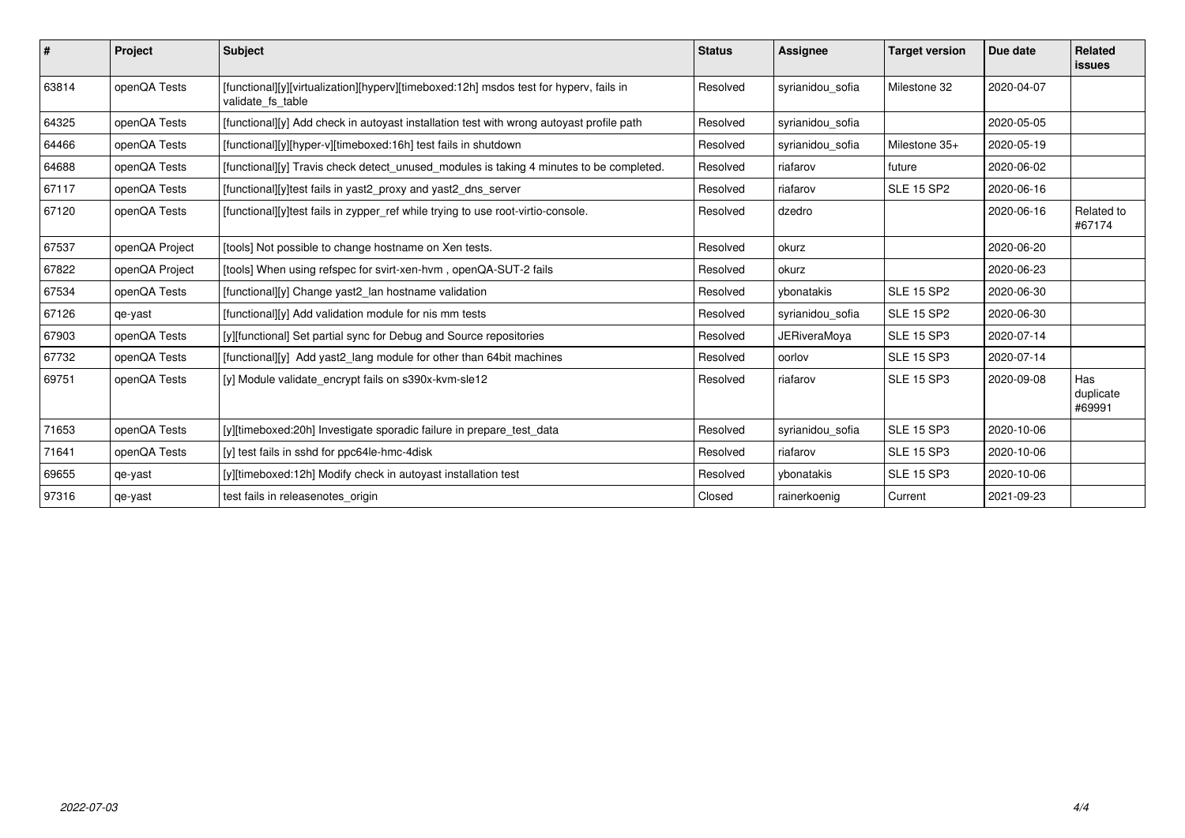| # | Project | Subject | Status | Assignee | Target version | Due date | Related issues |
|---|---|---|---|---|---|---|---|
| 63814 | openQA Tests | [functional][y][virtualization][hyperv][timeboxed:12h] msdos test for hyperv, fails in validate_fs_table | Resolved | syrianidou_sofia | Milestone 32 | 2020-04-07 | |
| 64325 | openQA Tests | [functional][y] Add check in autoyast installation test with wrong autoyast profile path | Resolved | syrianidou_sofia | | 2020-05-05 | |
| 64466 | openQA Tests | [functional][y][hyper-v][timeboxed:16h] test fails in shutdown | Resolved | syrianidou_sofia | Milestone 35+ | 2020-05-19 | |
| 64688 | openQA Tests | [functional][y] Travis check detect_unused_modules is taking 4 minutes to be completed. | Resolved | riafarov | future | 2020-06-02 | |
| 67117 | openQA Tests | [functional][y]test fails in yast2_proxy and yast2_dns_server | Resolved | riafarov | SLE 15 SP2 | 2020-06-16 | |
| 67120 | openQA Tests | [functional][y]test fails in zypper_ref while trying to use root-virtio-console. | Resolved | dzedro | | 2020-06-16 | Related to #67174 |
| 67537 | openQA Project | [tools] Not possible to change hostname on Xen tests. | Resolved | okurz | | 2020-06-20 | |
| 67822 | openQA Project | [tools] When using refspec for svirt-xen-hvm , openQA-SUT-2 fails | Resolved | okurz | | 2020-06-23 | |
| 67534 | openQA Tests | [functional][y] Change yast2_lan hostname validation | Resolved | ybonatakis | SLE 15 SP2 | 2020-06-30 | |
| 67126 | qe-yast | [functional][y] Add validation module for nis mm tests | Resolved | syrianidou_sofia | SLE 15 SP2 | 2020-06-30 | |
| 67903 | openQA Tests | [y][functional] Set partial sync for Debug and Source repositories | Resolved | JERiveraMoya | SLE 15 SP3 | 2020-07-14 | |
| 67732 | openQA Tests | [functional][y] Add yast2_lang module for other than 64bit machines | Resolved | oorlov | SLE 15 SP3 | 2020-07-14 | |
| 69751 | openQA Tests | [y] Module validate_encrypt fails on s390x-kvm-sle12 | Resolved | riafarov | SLE 15 SP3 | 2020-09-08 | Has duplicate #69991 |
| 71653 | openQA Tests | [y][timeboxed:20h] Investigate sporadic failure in prepare_test_data | Resolved | syrianidou_sofia | SLE 15 SP3 | 2020-10-06 | |
| 71641 | openQA Tests | [y] test fails in sshd for ppc64le-hmc-4disk | Resolved | riafarov | SLE 15 SP3 | 2020-10-06 | |
| 69655 | qe-yast | [y][timeboxed:12h] Modify check in autoyast installation test | Resolved | ybonatakis | SLE 15 SP3 | 2020-10-06 | |
| 97316 | qe-yast | test fails in releasenotes_origin | Closed | rainerkoenig | Current | 2021-09-23 | |